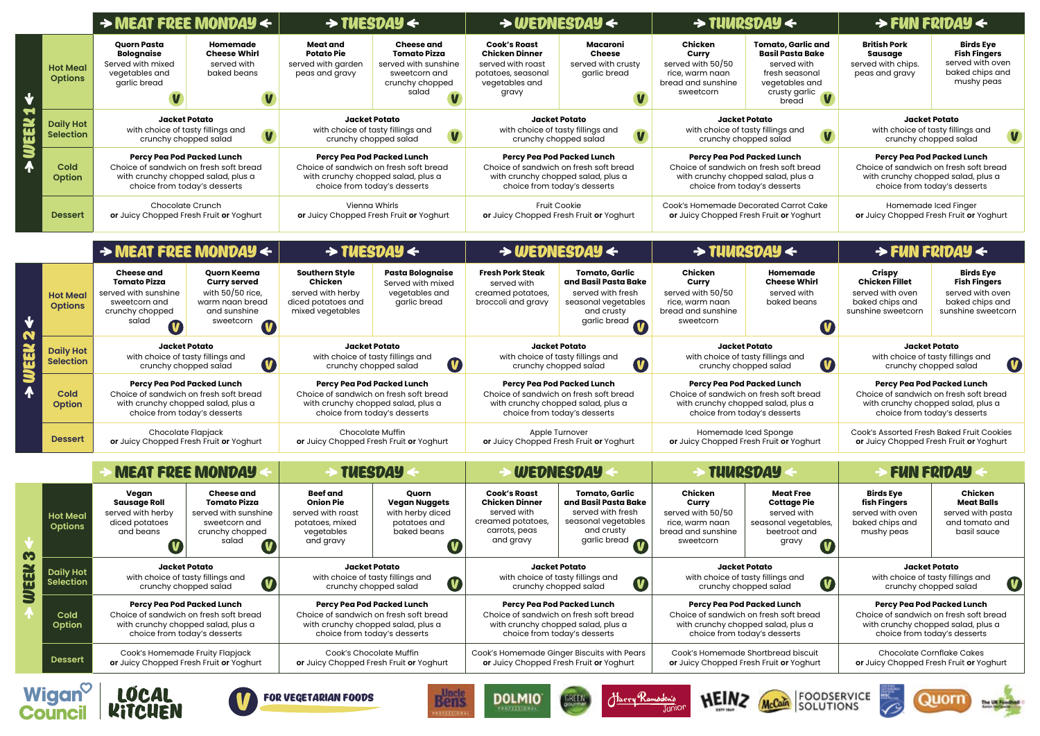## WEEK 1

| | MEAT FREE MONDAY | | TUESDAY | | WEDNESDAY | | THURSDAY | | FUN FRIDAY | |
|---|---|---|---|---|---|---|---|---|---|---|
| **Hot Meal Options** | **Quorn Pasta Bolognaise** Served with mixed vegetables and garlic bread (V) | **Homemade Cheese Whirl** served with baked beans (V) | **Meat and Potato Pie** served with garden peas and gravy | **Cheese and Tomato Pizza** served with sunshine sweetcorn and crunchy chopped salad (V) | **Cook's Roast Chicken Dinner** served with roast potatoes, seasonal vegetables and gravy | **Macaroni Cheese** served with crusty garlic bread (V) | **Chicken Curry** served with 50/50 rice, warm naan bread and sunshine sweetcorn | **Tomato, Garlic and Basil Pasta Bake** served with fresh seasonal vegetables and crusty garlic bread (V) | **British Pork Sausage** served with chips, peas and gravy | **Birds Eye Fish Fingers** served with oven baked chips and mushy peas |
| **Daily Hot Selection** | **Jacket Potato** with choice of tasty fillings and crunchy chopped salad (V) | | **Jacket Potato** with choice of tasty fillings and crunchy chopped salad (V) | | **Jacket Potato** with choice of tasty fillings and crunchy chopped salad (V) | | **Jacket Potato** with choice of tasty fillings and crunchy chopped salad (V) | | **Jacket Potato** with choice of tasty fillings and crunchy chopped salad (V) | |
| **Cold Option** | **Percy Pea Pod Packed Lunch** Choice of sandwich on fresh soft bread with crunchy chopped salad, plus a choice from today's desserts | | **Percy Pea Pod Packed Lunch** Choice of sandwich on fresh soft bread with crunchy chopped salad, plus a choice from today's desserts | | **Percy Pea Pod Packed Lunch** Choice of sandwich on fresh soft bread with crunchy chopped salad, plus a choice from today's desserts | | **Percy Pea Pod Packed Lunch** Choice of sandwich on fresh soft bread with crunchy chopped salad, plus a choice from today's desserts | | **Percy Pea Pod Packed Lunch** Choice of sandwich on fresh soft bread with crunchy chopped salad, plus a choice from today's desserts | |
| **Dessert** | Chocolate Crunch **or** Juicy Chopped Fresh Fruit **or** Yoghurt | | Vienna Whirls **or** Juicy Chopped Fresh Fruit **or** Yoghurt | | Fruit Cookie **or** Juicy Chopped Fresh Fruit **or** Yoghurt | | Cook's Homemade Decorated Carrot Cake **or** Juicy Chopped Fresh Fruit **or** Yoghurt | | Homemade Iced Finger **or** Juicy Chopped Fresh Fruit **or** Yoghurt | |

## WEEK 2

| | MEAT FREE MONDAY | | TUESDAY | | WEDNESDAY | | THURSDAY | | FUN FRIDAY | |
|---|---|---|---|---|---|---|---|---|---|---|
| **Hot Meal Options** | **Cheese and Tomato Pizza** served with sunshine sweetcorn and crunchy chopped salad (V) | **Quorn Keema Curry** served with 50/50 rice, warm naan bread and sunshine sweetcorn (V) | **Southern Style Chicken** served with herby diced potatoes and mixed vegetables | **Pasta Bolognaise** Served with mixed vegetables and garlic bread | **Fresh Pork Steak** served with creamed potatoes, broccoli and gravy | **Tomato, Garlic and Basil Pasta Bake** served with fresh seasonal vegetables and crusty garlic bread (V) | **Chicken Curry** served with 50/50 rice, warm naan bread and sunshine sweetcorn | **Homemade Cheese Whirl** served with baked beans (V) | **Crispy Chicken Fillet** served with oven baked chips and sunshine sweetcorn | **Birds Eye Fish Fingers** served with oven baked chips and sunshine sweetcorn |
| **Daily Hot Selection** | **Jacket Potato** with choice of tasty fillings and crunchy chopped salad (V) | | **Jacket Potato** with choice of tasty fillings and crunchy chopped salad (V) | | **Jacket Potato** with choice of tasty fillings and crunchy chopped salad (V) | | **Jacket Potato** with choice of tasty fillings and crunchy chopped salad (V) | | **Jacket Potato** with choice of tasty fillings and crunchy chopped salad (V) | |
| **Cold Option** | **Percy Pea Pod Packed Lunch** Choice of sandwich on fresh soft bread with crunchy chopped salad, plus a choice from today's desserts | | **Percy Pea Pod Packed Lunch** Choice of sandwich on fresh soft bread with crunchy chopped salad, plus a choice from today's desserts | | **Percy Pea Pod Packed Lunch** Choice of sandwich on fresh soft bread with crunchy chopped salad, plus a choice from today's desserts | | **Percy Pea Pod Packed Lunch** Choice of sandwich on fresh soft bread with crunchy chopped salad, plus a choice from today's desserts | | **Percy Pea Pod Packed Lunch** Choice of sandwich on fresh soft bread with crunchy chopped salad, plus a choice from today's desserts | |
| **Dessert** | Chocolate Flapjack **or** Juicy Chopped Fresh Fruit **or** Yoghurt | | Chocolate Muffin **or** Juicy Chopped Fresh Fruit **or** Yoghurt | | Apple Turnover **or** Juicy Chopped Fresh Fruit **or** Yoghurt | | Homemade Iced Sponge **or** Juicy Chopped Fresh Fruit **or** Yoghurt | | Cook's Assorted Fresh Baked Fruit Cookies **or** Juicy Chopped Fresh Fruit **or** Yoghurt | |

## WEEK 3

| | MEAT FREE MONDAY | | TUESDAY | | WEDNESDAY | | THURSDAY | | FUN FRIDAY | |
|---|---|---|---|---|---|---|---|---|---|---|
| **Hot Meal Options** | **Vegan Sausage Roll** served with herby diced potatoes and beans (V) | **Cheese and Tomato Pizza** served with sunshine sweetcorn and crunchy chopped salad (V) | **Beef and Onion Pie** served with roast potatoes, mixed vegetables and gravy | **Quorn Vegan Nuggets** with herby diced potatoes and baked beans (V) | **Cook's Roast Chicken Dinner** served with creamed potatoes, carrots, peas and gravy | **Tomato, Garlic and Basil Pasta Bake** served with fresh seasonal vegetables and crusty garlic bread (V) | **Chicken Curry** served with 50/50 rice, warm naan bread and sunshine sweetcorn | **Meat Free Cottage Pie** served with seasonal vegetables, beetroot and gravy (V) | **Birds Eye fish Fingers** served with oven baked chips and mushy peas | **Chicken Meat Balls** served with pasta and tomato and basil sauce |
| **Daily Hot Selection** | **Jacket Potato** with choice of tasty fillings and crunchy chopped salad (V) | | **Jacket Potato** with choice of tasty fillings and crunchy chopped salad (V) | | **Jacket Potato** with choice of tasty fillings and crunchy chopped salad (V) | | **Jacket Potato** with choice of tasty fillings and crunchy chopped salad (V) | | **Jacket Potato** with choice of tasty fillings and crunchy chopped salad (V) | |
| **Cold Option** | **Percy Pea Pod Packed Lunch** Choice of sandwich on fresh soft bread with crunchy chopped salad, plus a choice from today's desserts | | **Percy Pea Pod Packed Lunch** Choice of sandwich on fresh soft bread with crunchy chopped salad, plus a choice from today's desserts | | **Percy Pea Pod Packed Lunch** Choice of sandwich on fresh soft bread with crunchy chopped salad, plus a choice from today's desserts | | **Percy Pea Pod Packed Lunch** Choice of sandwich on fresh soft bread with crunchy chopped salad, plus a choice from today's desserts | | **Percy Pea Pod Packed Lunch** Choice of sandwich on fresh soft bread with crunchy chopped salad, plus a choice from today's desserts | |
| **Dessert** | Cook's Homemade Fruity Flapjack **or** Juicy Chopped Fresh Fruit **or** Yoghurt | | Cook's Chocolate Muffin **or** Juicy Chopped Fresh Fruit **or** Yoghurt | | Cook's Homemade Ginger Biscuits with Pears **or** Juicy Chopped Fresh Fruit **or** Yoghurt | | Cook's Homemade Shortbread biscuit **or** Juicy Chopped Fresh Fruit **or** Yoghurt | | Chocolate Cornflake Cakes **or** Juicy Chopped Fresh Fruit **or** Yoghurt | |

Wigan Council | LOCAL KITCHEN | (V) FOR VEGETARIAN FOODS | Uncle Bens | DOLMIO | Green Gourmet | Harry Ramsden's Junior | HEINZ | McCain | FOODSERVICE SOLUTIONS | MSC | Quorn | The UK Foodhall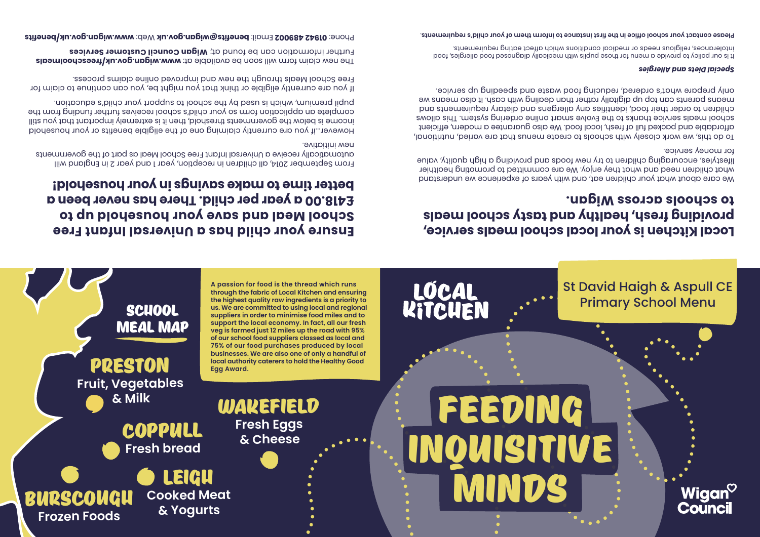## Local Kitchen is your local school meals service, providing fresh, healthy and tasty school meals to schools across Wigan.

We care about what your children eat, and with years of experience we understand what children need and what they enjoy. We are committed to promoting healthier lifestyles, encouraging children to try new foods and providing a high quality, value for money service.

To do this, we work closely with schools to create menus that are varied, nutritional, affordable and packed full of fresh, local food. We also guarantee a modern, efficient school meals service thanks to the Evolve smart online ordering system. This allows children to order their food, identifies any allergens and dietary requirements and means parents can top up digitally rather than dealing with cash. It also means we only prepare what's ordered, reducing food waste and speeding up service.

***Special Diets and Allergies***

It is our policy to provide a menu for those pupils with medically diagnosed food allergies, food intolerances, religious needs or medical conditions which affect eating requirements.

**Please contact your school office in the first instance to inform them of your child's requirements.**

## Ensure your child has a Universal Infant Free School Meal and save your household up to £418.00 a year per child. There has never been a better time to make savings in your household!

From September 2014, all children in reception, year 1 and year 2 in England will automatically receive a Universal Infant Free School Meal as part of the governments new initiative.

However...if you are currently claiming one of the eligible benefits or your household income is below the governments threshold, then it is extremely important that you still complete an application form so your child's school receives further funding from the pupil premium, which is used by the school to support your child's education.

If you are currently eligible or think that you might be, you can continue to claim for Free School Meals through the new and improved online claims process.

The new claim form will soon be available at: **www.wigan.gov.uk/freeschoolmeals**

Further information can be found at: **Wigan Council Customer Services**

Phone: **01942 489002** Email: **benefits@wigan.gov.uk** Web: **www.wigan.gov.uk/benefits**

# SCHOOL MEAL MAP

**PRESTON**
Fruit, Vegetables & Milk

**COPPULL**
Fresh bread

**BURSCOUGH**
Frozen Foods

**LEIGH**
Cooked Meat & Yogurts

**WAKEFIELD**
Fresh Eggs & Cheese

**A passion for food is the thread which runs through the fabric of Local Kitchen and ensuring the highest quality raw ingredients is a priority to us. We are committed to using local and regional suppliers in order to minimise food miles and to support the local economy. In fact, all our fresh veg is farmed just 12 miles up the road with 95% of our school food suppliers classed as local and 75% of our food purchases produced by local businesses. We are also one of only a handful of local authority caterers to hold the Healthy Good Egg Award.**

LOCAL KITCHEN

St David Haigh & Aspull CE Primary School Menu

# FEEDING INQUISITIVE MINDS

Wigan Council